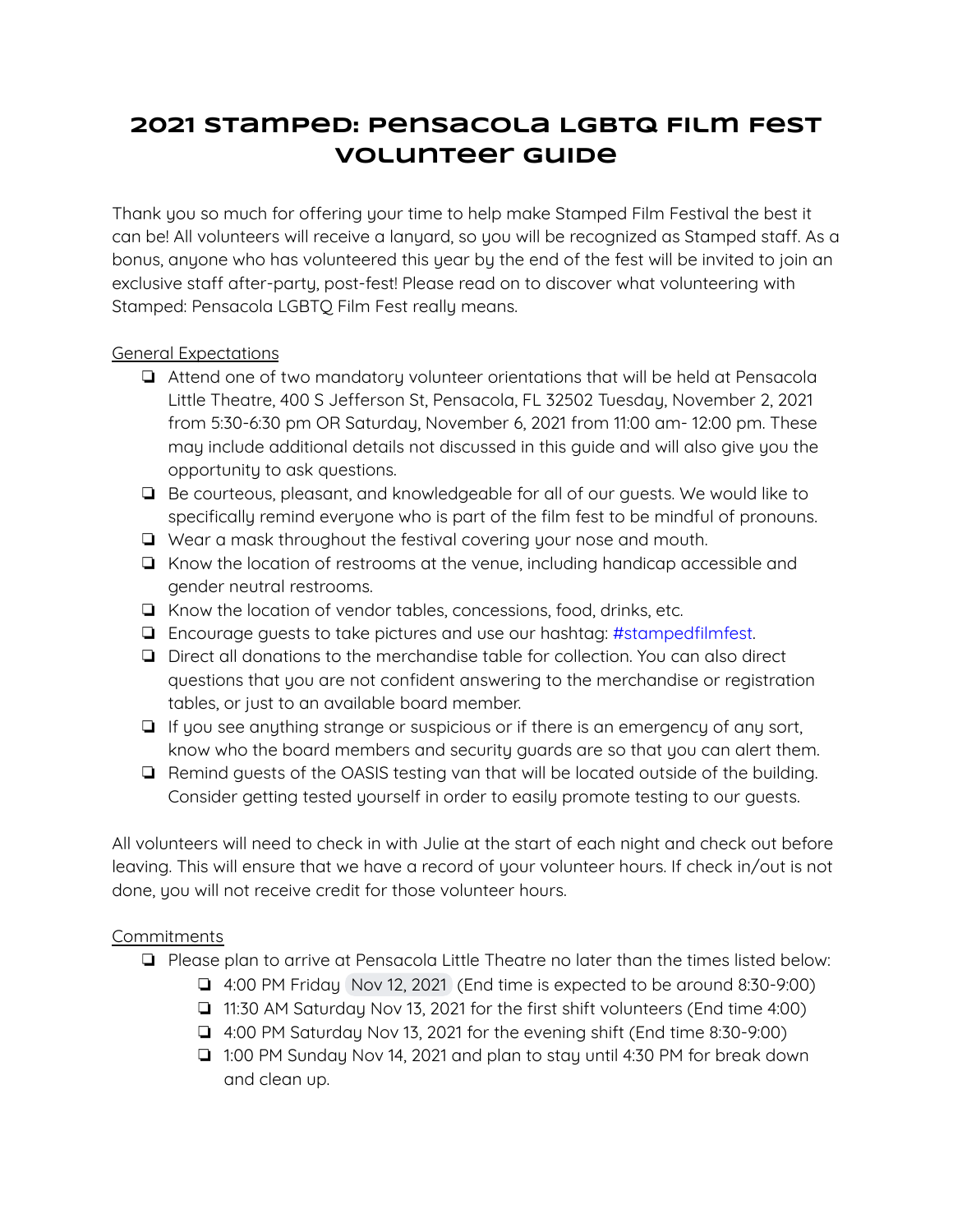# 2021 Stamped: Pensacola LGBTQ Film Fest Volunteer Guide

Thank you so much for offering your time to help make Stamped Film Festival the best it can be! All volunteers will receive a lanyard, so you will be recognized as Stamped staff. As a bonus, anyone who has volunteered this year by the end of the fest will be invited to join an exclusive staff after-party, post-fest! Please read on to discover what volunteering with Stamped: Pensacola LGBTQ Film Fest really means.

General Expectations

- Attend one of two mandatory volunteer orientations that will be held at Pensacola Little Theatre, 400 S Jefferson St, Pensacola, FL 32502 Tuesday, November 2, 2021 from 5:30-6:30 pm OR Saturday, November 6, 2021 from 11:00 am- 12:00 pm. These may include additional details not discussed in this guide and will also give you the opportunity to ask questions.
- Be courteous, pleasant, and knowledgeable for all of our guests. We would like to specifically remind everyone who is part of the film fest to be mindful of pronouns.
- Wear a mask throughout the festival covering your nose and mouth.
- Know the location of restrooms at the venue, including handicap accessible and gender neutral restrooms.
- Know the location of vendor tables, concessions, food, drinks, etc.
- Encourage guests to take pictures and use our hashtag: #stampedfilmfest.
- Direct all donations to the merchandise table for collection. You can also direct questions that you are not confident answering to the merchandise or registration tables, or just to an available board member.
- If you see anything strange or suspicious or if there is an emergency of any sort, know who the board members and security guards are so that you can alert them.
- Remind guests of the OASIS testing van that will be located outside of the building. Consider getting tested yourself in order to easily promote testing to our guests.

All volunteers will need to check in with Julie at the start of each night and check out before leaving. This will ensure that we have a record of your volunteer hours. If check in/out is not done, you will not receive credit for those volunteer hours.

Commitments

- Please plan to arrive at Pensacola Little Theatre no later than the times listed below:
  - 4:00 PM Friday Nov 12, 2021 (End time is expected to be around 8:30-9:00)
  - 11:30 AM Saturday Nov 13, 2021 for the first shift volunteers (End time 4:00)
  - 4:00 PM Saturday Nov 13, 2021 for the evening shift (End time 8:30-9:00)
  - 1:00 PM Sunday Nov 14, 2021 and plan to stay until 4:30 PM for break down and clean up.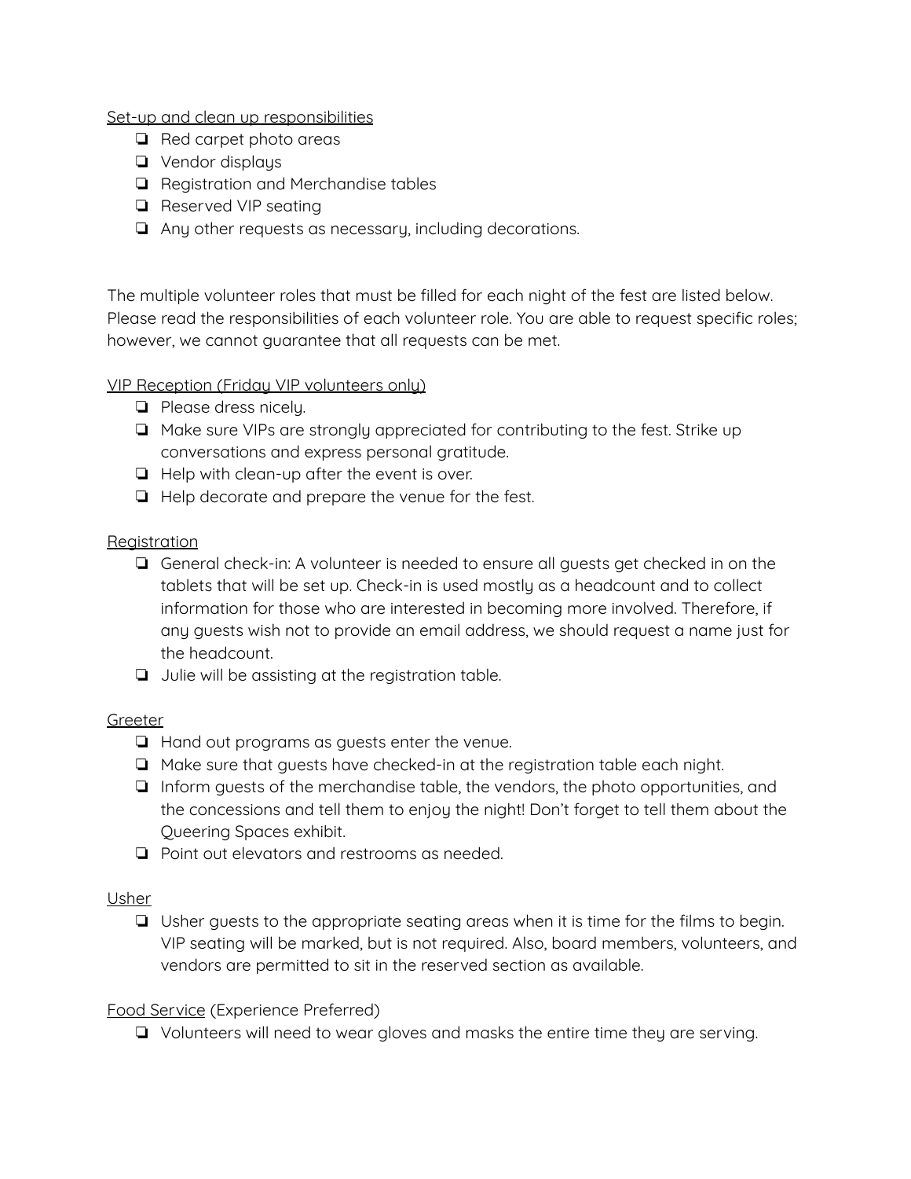Set-up and clean up responsibilities

- ❏ Red carpet photo areas
- ❏ Vendor displays
- ❏ Registration and Merchandise tables
- ❏ Reserved VIP seating
- ❏ Any other requests as necessary, including decorations.

The multiple volunteer roles that must be filled for each night of the fest are listed below. Please read the responsibilities of each volunteer role. You are able to request specific roles; however, we cannot guarantee that all requests can be met.

VIP Reception (Friday VIP volunteers only)

- ❏ Please dress nicely.
- ❏ Make sure VIPs are strongly appreciated for contributing to the fest. Strike up conversations and express personal gratitude.
- ❏ Help with clean-up after the event is over.
- ❏ Help decorate and prepare the venue for the fest.

Registration

- ❏ General check-in: A volunteer is needed to ensure all guests get checked in on the tablets that will be set up. Check-in is used mostly as a headcount and to collect information for those who are interested in becoming more involved. Therefore, if any guests wish not to provide an email address, we should request a name just for the headcount.
- ❏ Julie will be assisting at the registration table.

Greeter

- ❏ Hand out programs as guests enter the venue.
- ❏ Make sure that guests have checked-in at the registration table each night.
- ❏ Inform guests of the merchandise table, the vendors, the photo opportunities, and the concessions and tell them to enjoy the night! Don't forget to tell them about the Queering Spaces exhibit.
- ❏ Point out elevators and restrooms as needed.

Usher

- ❏ Usher guests to the appropriate seating areas when it is time for the films to begin. VIP seating will be marked, but is not required. Also, board members, volunteers, and vendors are permitted to sit in the reserved section as available.

Food Service (Experience Preferred)

- ❏ Volunteers will need to wear gloves and masks the entire time they are serving.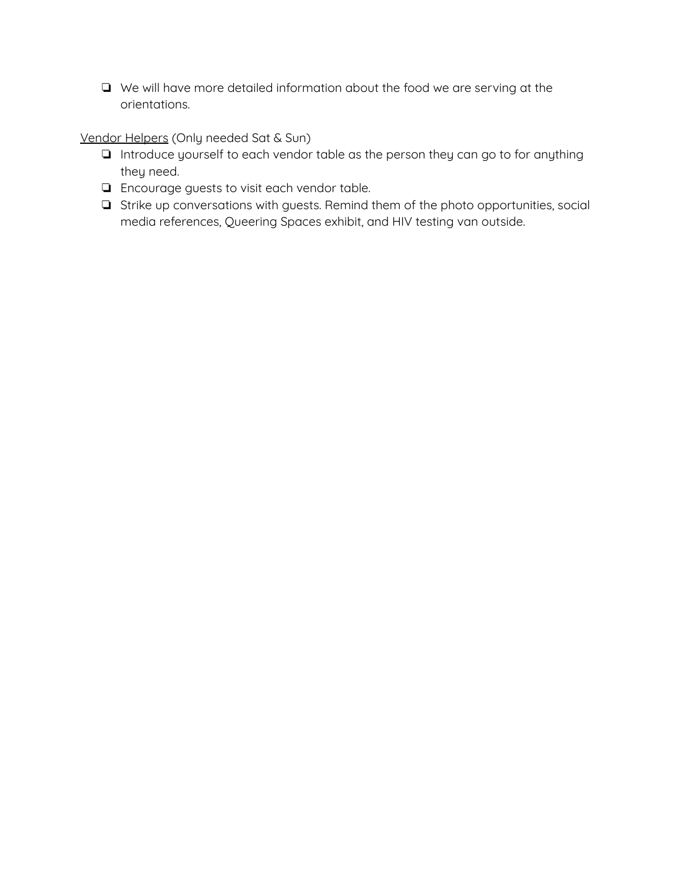- [ ] We will have more detailed information about the food we are serving at the orientations.

<u>Vendor Helpers</u> (Only needed Sat & Sun)

- [ ] Introduce yourself to each vendor table as the person they can go to for anything they need.
- [ ] Encourage guests to visit each vendor table.
- [ ] Strike up conversations with guests. Remind them of the photo opportunities, social media references, Queering Spaces exhibit, and HIV testing van outside.